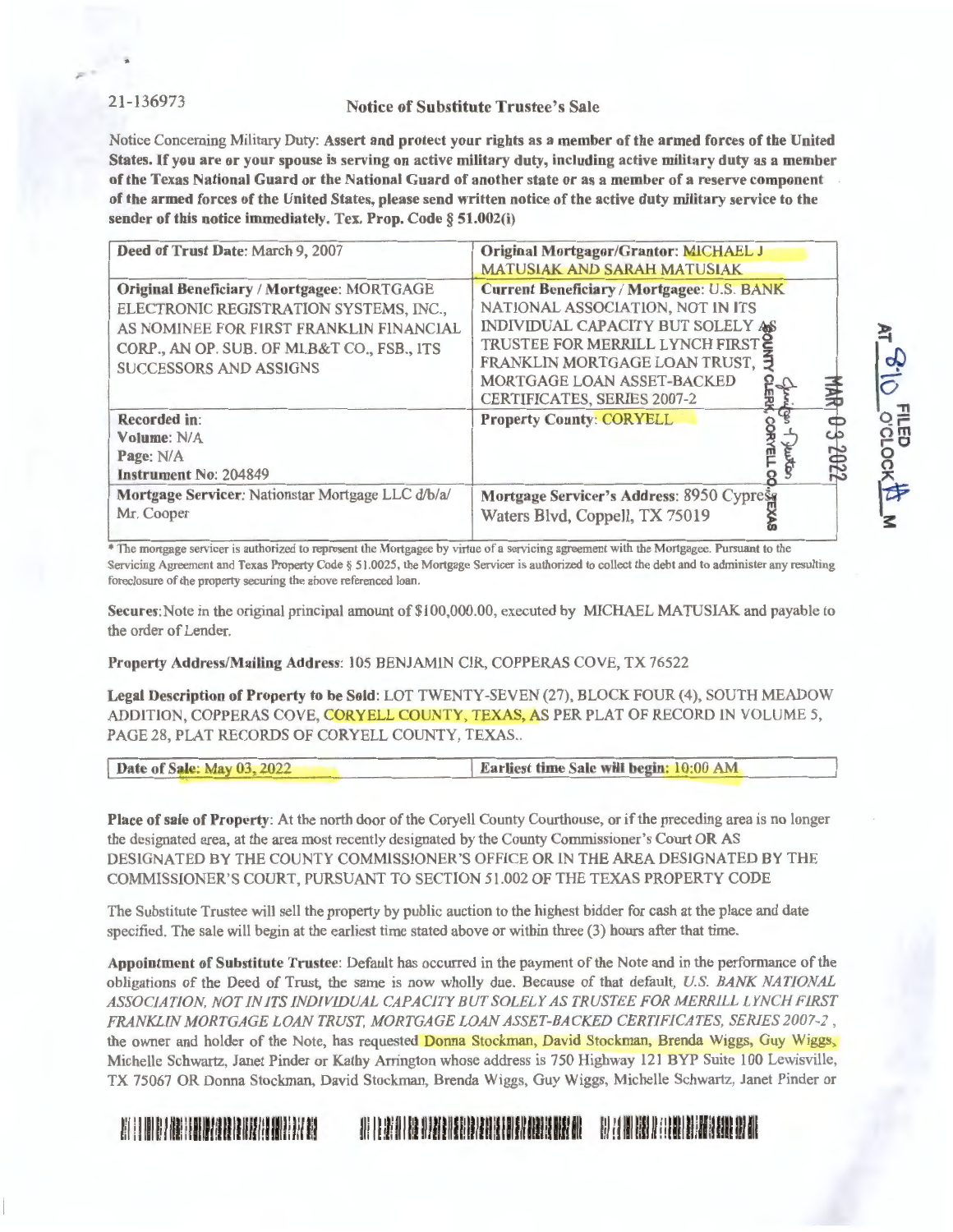21-136973

## Notice of Substitute Trustee's Sale

Notice Concerning Military Duty: **Assert and protect your rights as a member of the armed forces of the United States. If you are or your spouse is serving on active military duty, including active military duty as a member of the Texas National Guard or the National Guard of another state or as a member of a reserve component of the armed forces of the United States, please send written notice of the active duty military service to the sender of this notice immediately. Tex. Prop. Code § 51.002(i)**

| **Deed of Trust Date**: March 9, 2007 | **Original Mortgagor/Grantor**: MICHAEL J MATUSIAK AND SARAH MATUSIAK |
|---|---|
| **Original Beneficiary / Mortgagee**: MORTGAGE ELECTRONIC REGISTRATION SYSTEMS, INC., AS NOMINEE FOR FIRST FRANKLIN FINANCIAL CORP., AN OP. SUB. OF MLB&T CO., FSB., ITS SUCCESSORS AND ASSIGNS | **Current Beneficiary / Mortgagee**: U.S. BANK NATIONAL ASSOCIATION, NOT IN ITS INDIVIDUAL CAPACITY BUT SOLELY AS TRUSTEE FOR MERRILL LYNCH FIRST FRANKLIN MORTGAGE LOAN TRUST, MORTGAGE LOAN ASSET-BACKED CERTIFICATES, SERIES 2007-2 |
| **Recorded in**: <br>**Volume**: N/A <br>**Page**: N/A <br>**Instrument No**: 204849 | **Property County**: CORYELL |
| **Mortgage Servicer**: Nationstar Mortgage LLC d/b/a/ Mr. Cooper | **Mortgage Servicer's Address**: 8950 Cypress Waters Blvd, Coppell, TX 75019 |

FILED AT 8:10 O'CLOCK A M

MAR 03 2022

COUNTY CLERK, CORYELL CO., TEXAS

\* The mortgage servicer is authorized to represent the Mortgagee by virtue of a servicing agreement with the Mortgagee. Pursuant to the Servicing Agreement and Texas Property Code § 51.0025, the Mortgage Servicer is authorized to collect the debt and to administer any resulting foreclosure of the property securing the above referenced loan.

**Secures**: Note in the original principal amount of $100,000.00, executed by MICHAEL MATUSIAK and payable to the order of Lender.

**Property Address/Mailing Address**: 105 BENJAMIN CIR, COPPERAS COVE, TX 76522

**Legal Description of Property to be Sold**: LOT TWENTY-SEVEN (27), BLOCK FOUR (4), SOUTH MEADOW ADDITION, COPPERAS COVE, CORYELL COUNTY, TEXAS, AS PER PLAT OF RECORD IN VOLUME 5, PAGE 28, PLAT RECORDS OF CORYELL COUNTY, TEXAS..

| **Date of Sale**: May 03, 2022 | **Earliest time Sale will begin**: 10:00 AM |
|---|---|

**Place of sale of Property**: At the north door of the Coryell County Courthouse, or if the preceding area is no longer the designated area, at the area most recently designated by the County Commissioner's Court OR AS DESIGNATED BY THE COUNTY COMMISSIONER'S OFFICE OR IN THE AREA DESIGNATED BY THE COMMISSIONER'S COURT, PURSUANT TO SECTION 51.002 OF THE TEXAS PROPERTY CODE

The Substitute Trustee will sell the property by public auction to the highest bidder for cash at the place and date specified. The sale will begin at the earliest time stated above or within three (3) hours after that time.

**Appointment of Substitute Trustee**: Default has occurred in the payment of the Note and in the performance of the obligations of the Deed of Trust, the same is now wholly due. Because of that default, *U.S. BANK NATIONAL ASSOCIATION, NOT IN ITS INDIVIDUAL CAPACITY BUT SOLELY AS TRUSTEE FOR MERRILL LYNCH FIRST FRANKLIN MORTGAGE LOAN TRUST, MORTGAGE LOAN ASSET-BACKED CERTIFICATES, SERIES 2007-2* , the owner and holder of the Note, has requested Donna Stockman, David Stockman, Brenda Wiggs, Guy Wiggs, Michelle Schwartz, Janet Pinder or Kathy Arrington whose address is 750 Highway 121 BYP Suite 100 Lewisville, TX 75067 OR Donna Stockman, David Stockman, Brenda Wiggs, Guy Wiggs, Michelle Schwartz, Janet Pinder or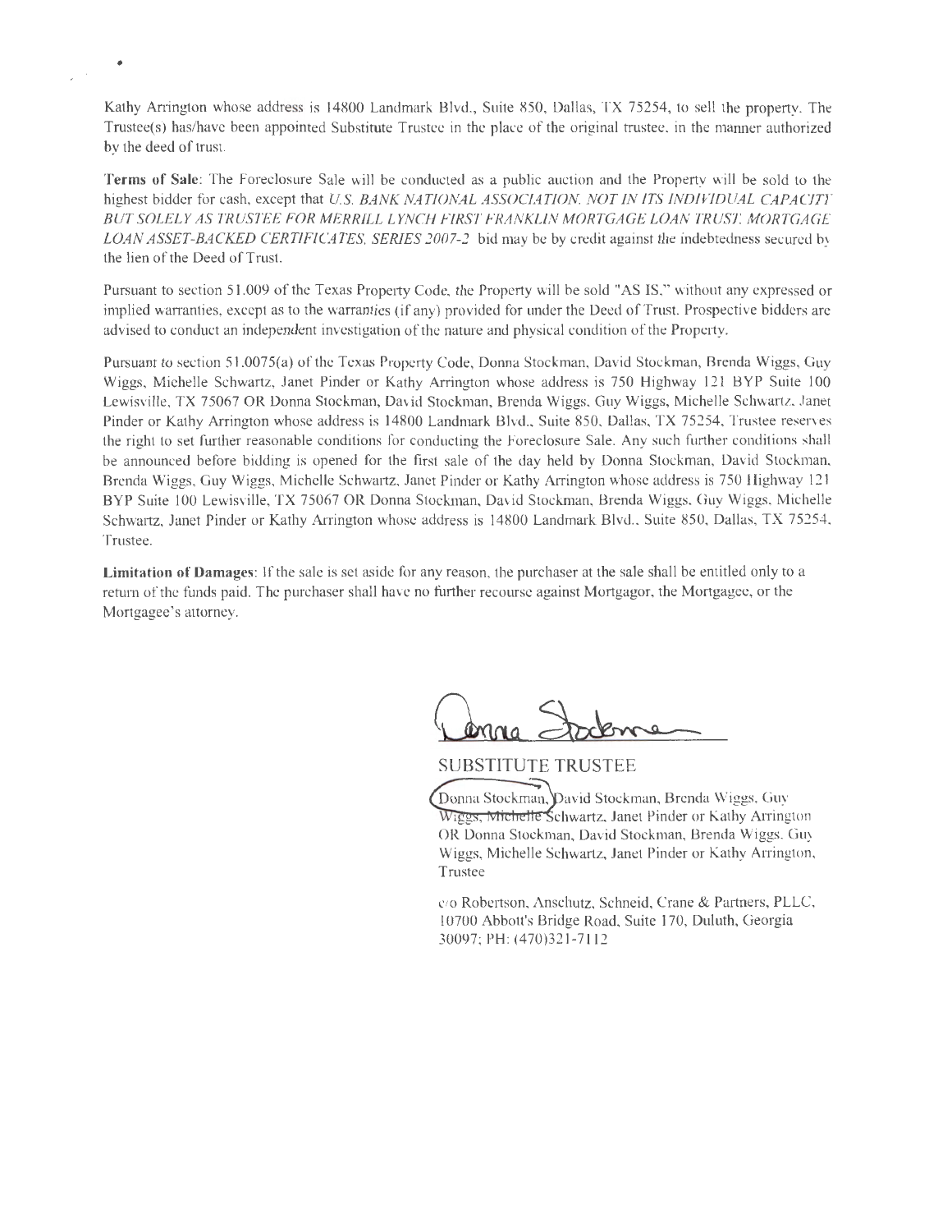Kathy Arrington whose address is 14800 Landmark Blvd., Suite 850, Dallas, TX 75254, to sell the property. The Trustee(s) has/have been appointed Substitute Trustee in the place of the original trustee, in the manner authorized by the deed of trust.

**Terms of Sale**: The Foreclosure Sale will be conducted as a public auction and the Property will be sold to the highest bidder for cash, except that *U.S. BANK NATIONAL ASSOCIATION, NOT IN ITS INDIVIDUAL CAPACITY BUT SOLELY AS TRUSTEE FOR MERRILL LYNCH FIRST FRANKLIN MORTGAGE LOAN TRUST, MORTGAGE LOAN ASSET-BACKED CERTIFICATES, SERIES 2007-2* bid may be by credit against the indebtedness secured by the lien of the Deed of Trust.

Pursuant to section 51.009 of the Texas Property Code, the Property will be sold "AS IS," without any expressed or implied warranties, except as to the warranties (if any) provided for under the Deed of Trust. Prospective bidders are advised to conduct an independent investigation of the nature and physical condition of the Property.

Pursuant to section 51.0075(a) of the Texas Property Code, Donna Stockman, David Stockman, Brenda Wiggs, Guy Wiggs, Michelle Schwartz, Janet Pinder or Kathy Arrington whose address is 750 Highway 121 BYP Suite 100 Lewisville, TX 75067 OR Donna Stockman, David Stockman, Brenda Wiggs, Guy Wiggs, Michelle Schwartz, Janet Pinder or Kathy Arrington whose address is 14800 Landmark Blvd., Suite 850, Dallas, TX 75254, Trustee reserves the right to set further reasonable conditions for conducting the Foreclosure Sale. Any such further conditions shall be announced before bidding is opened for the first sale of the day held by Donna Stockman, David Stockman, Brenda Wiggs, Guy Wiggs, Michelle Schwartz, Janet Pinder or Kathy Arrington whose address is 750 Highway 121 BYP Suite 100 Lewisville, TX 75067 OR Donna Stockman, David Stockman, Brenda Wiggs, Guy Wiggs, Michelle Schwartz, Janet Pinder or Kathy Arrington whose address is 14800 Landmark Blvd., Suite 850, Dallas, TX 75254, Trustee.

**Limitation of Damages**: If the sale is set aside for any reason, the purchaser at the sale shall be entitled only to a return of the funds paid. The purchaser shall have no further recourse against Mortgagor, the Mortgagee, or the Mortgagee's attorney.

Donna Stockman

SUBSTITUTE TRUSTEE

Donna Stockman, David Stockman, Brenda Wiggs, Guy Wiggs, Michelle Schwartz, Janet Pinder or Kathy Arrington OR Donna Stockman, David Stockman, Brenda Wiggs, Guy Wiggs, Michelle Schwartz, Janet Pinder or Kathy Arrington, Trustee

c/o Robertson, Anschutz, Schneid, Crane & Partners, PLLC, 10700 Abbott's Bridge Road, Suite 170, Duluth, Georgia 30097; PH: (470)321-7112